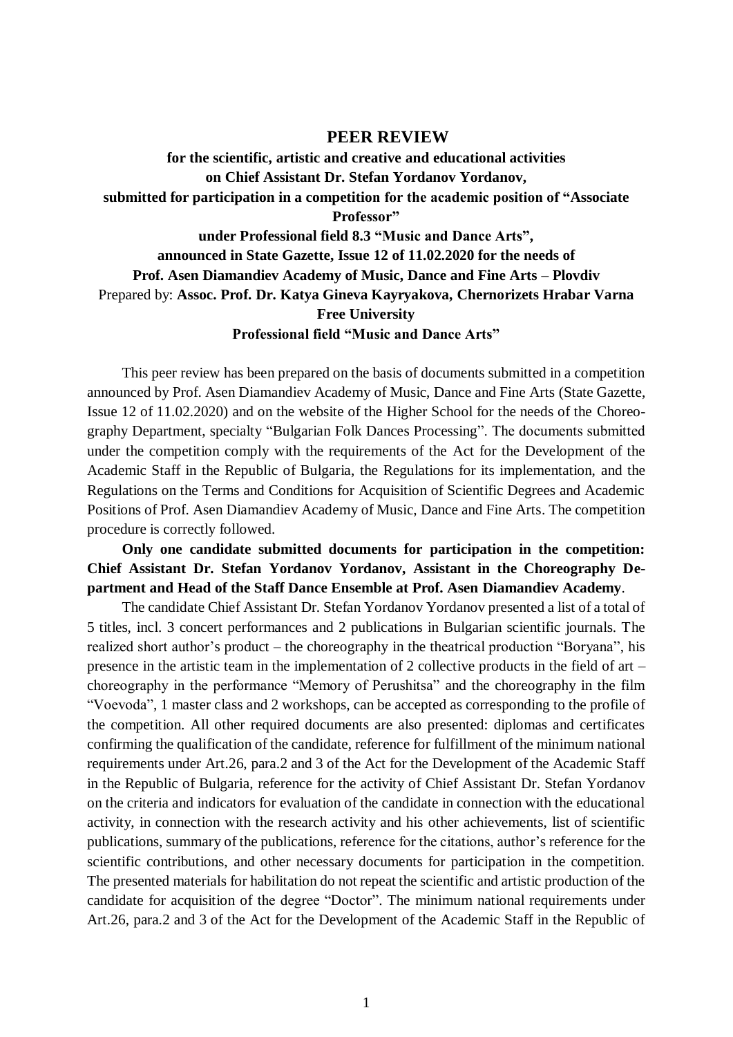# PEER REVIEW

**for the scientific, artistic and creative and educational activities on Chief Assistant Dr. Stefan Yordanov Yordanov, submitted for participation in a competition for the academic position of "Associate Professor" under Professional field 8.3 "Music and Dance Arts", announced in State Gazette, Issue 12 of 11.02.2020 for the needs of Prof. Asen Diamandiev Academy of Music, Dance and Fine Arts – Plovdiv**

Prepared by: **Assoc. Prof. Dr. Katya Gineva Kayryakova, Chernorizets Hrabar Varna Free University**

**Professional field "Music and Dance Arts"**

This peer review has been prepared on the basis of documents submitted in a competition announced by Prof. Asen Diamandiev Academy of Music, Dance and Fine Arts (State Gazette, Issue 12 of 11.02.2020) and on the website of the Higher School for the needs of the Choreography Department, specialty "Bulgarian Folk Dances Processing". The documents submitted under the competition comply with the requirements of the Act for the Development of the Academic Staff in the Republic of Bulgaria, the Regulations for its implementation, and the Regulations on the Terms and Conditions for Acquisition of Scientific Degrees and Academic Positions of Prof. Asen Diamandiev Academy of Music, Dance and Fine Arts. The competition procedure is correctly followed.

**Only one candidate submitted documents for participation in the competition: Chief Assistant Dr. Stefan Yordanov Yordanov, Assistant in the Choreography Department and Head of the Staff Dance Ensemble at Prof. Asen Diamandiev Academy**.

The candidate Chief Assistant Dr. Stefan Yordanov Yordanov presented a list of a total of 5 titles, incl. 3 concert performances and 2 publications in Bulgarian scientific journals. The realized short author's product – the choreography in the theatrical production "Boryana", his presence in the artistic team in the implementation of 2 collective products in the field of art – choreography in the performance "Memory of Perushitsa" and the choreography in the film "Voevoda", 1 master class and 2 workshops, can be accepted as corresponding to the profile of the competition. All other required documents are also presented: diplomas and certificates confirming the qualification of the candidate, reference for fulfillment of the minimum national requirements under Art.26, para.2 and 3 of the Act for the Development of the Academic Staff in the Republic of Bulgaria, reference for the activity of Chief Assistant Dr. Stefan Yordanov on the criteria and indicators for evaluation of the candidate in connection with the educational activity, in connection with the research activity and his other achievements, list of scientific publications, summary of the publications, reference for the citations, author's reference for the scientific contributions, and other necessary documents for participation in the competition. The presented materials for habilitation do not repeat the scientific and artistic production of the candidate for acquisition of the degree "Doctor". The minimum national requirements under Art.26, para.2 and 3 of the Act for the Development of the Academic Staff in the Republic of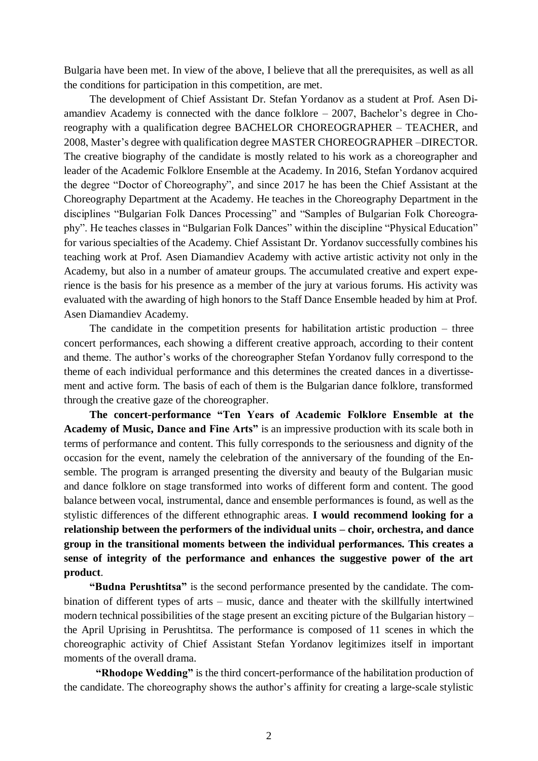Bulgaria have been met. In view of the above, I believe that all the prerequisites, as well as all the conditions for participation in this competition, are met.

The development of Chief Assistant Dr. Stefan Yordanov as a student at Prof. Asen Diamandiev Academy is connected with the dance folklore – 2007, Bachelor's degree in Choreography with a qualification degree BACHELOR CHOREOGRAPHER – TEACHER, and 2008, Master's degree with qualification degree MASTER CHOREOGRAPHER –DIRECTOR. The creative biography of the candidate is mostly related to his work as a choreographer and leader of the Academic Folklore Ensemble at the Academy. In 2016, Stefan Yordanov acquired the degree "Doctor of Choreography", and since 2017 he has been the Chief Assistant at the Choreography Department at the Academy. He teaches in the Choreography Department in the disciplines "Bulgarian Folk Dances Processing" and "Samples of Bulgarian Folk Choreography". He teaches classes in "Bulgarian Folk Dances" within the discipline "Physical Education" for various specialties of the Academy. Chief Assistant Dr. Yordanov successfully combines his teaching work at Prof. Asen Diamandiev Academy with active artistic activity not only in the Academy, but also in a number of amateur groups. The accumulated creative and expert experience is the basis for his presence as a member of the jury at various forums. His activity was evaluated with the awarding of high honors to the Staff Dance Ensemble headed by him at Prof. Asen Diamandiev Academy.

The candidate in the competition presents for habilitation artistic production – three concert performances, each showing a different creative approach, according to their content and theme. The author's works of the choreographer Stefan Yordanov fully correspond to the theme of each individual performance and this determines the created dances in a divertissement and active form. The basis of each of them is the Bulgarian dance folklore, transformed through the creative gaze of the choreographer.

**The concert-performance "Ten Years of Academic Folklore Ensemble at the Academy of Music, Dance and Fine Arts"** is an impressive production with its scale both in terms of performance and content. This fully corresponds to the seriousness and dignity of the occasion for the event, namely the celebration of the anniversary of the founding of the Ensemble. The program is arranged presenting the diversity and beauty of the Bulgarian music and dance folklore on stage transformed into works of different form and content. The good balance between vocal, instrumental, dance and ensemble performances is found, as well as the stylistic differences of the different ethnographic areas. **I would recommend looking for a relationship between the performers of the individual units – choir, orchestra, and dance group in the transitional moments between the individual performances. This creates a sense of integrity of the performance and enhances the suggestive power of the art product**.

**"Budna Perushtitsa"** is the second performance presented by the candidate. The combination of different types of arts – music, dance and theater with the skillfully intertwined modern technical possibilities of the stage present an exciting picture of the Bulgarian history – the April Uprising in Perushtitsa. The performance is composed of 11 scenes in which the choreographic activity of Chief Assistant Stefan Yordanov legitimizes itself in important moments of the overall drama.

**"Rhodope Wedding"** is the third concert-performance of the habilitation production of the candidate. The choreography shows the author's affinity for creating a large-scale stylistic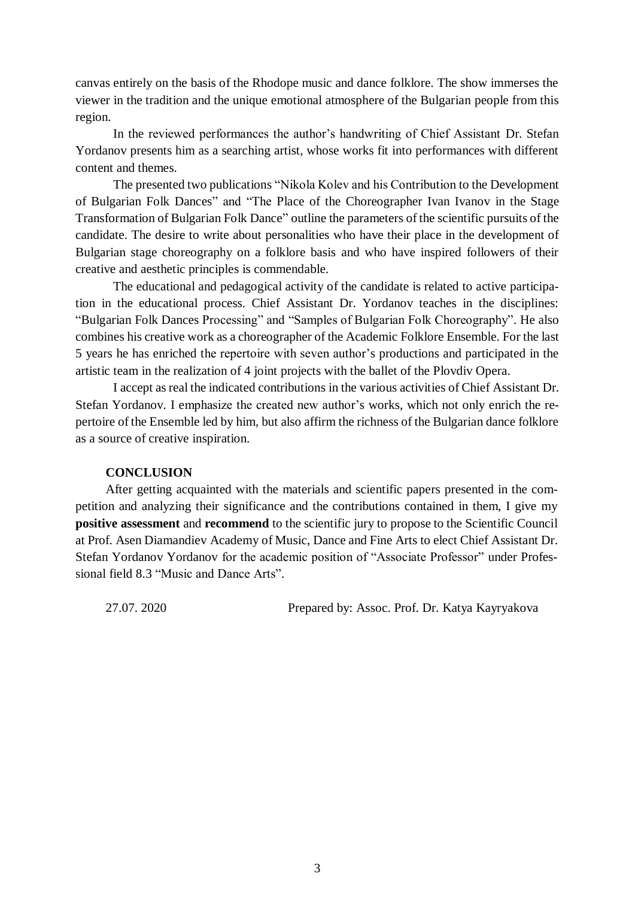canvas entirely on the basis of the Rhodope music and dance folklore. The show immerses the viewer in the tradition and the unique emotional atmosphere of the Bulgarian people from this region.

In the reviewed performances the author's handwriting of Chief Assistant Dr. Stefan Yordanov presents him as a searching artist, whose works fit into performances with different content and themes.

The presented two publications "Nikola Kolev and his Contribution to the Development of Bulgarian Folk Dances" and "The Place of the Choreographer Ivan Ivanov in the Stage Transformation of Bulgarian Folk Dance" outline the parameters of the scientific pursuits of the candidate. The desire to write about personalities who have their place in the development of Bulgarian stage choreography on a folklore basis and who have inspired followers of their creative and aesthetic principles is commendable.

The educational and pedagogical activity of the candidate is related to active participation in the educational process. Chief Assistant Dr. Yordanov teaches in the disciplines: "Bulgarian Folk Dances Processing" and "Samples of Bulgarian Folk Choreography". He also combines his creative work as a choreographer of the Academic Folklore Ensemble. For the last 5 years he has enriched the repertoire with seven author's productions and participated in the artistic team in the realization of 4 joint projects with the ballet of the Plovdiv Opera.

I accept as real the indicated contributions in the various activities of Chief Assistant Dr. Stefan Yordanov. I emphasize the created new author's works, which not only enrich the repertoire of the Ensemble led by him, but also affirm the richness of the Bulgarian dance folklore as a source of creative inspiration.

**CONCLUSION**

After getting acquainted with the materials and scientific papers presented in the competition and analyzing their significance and the contributions contained in them, I give my **positive assessment** and **recommend** to the scientific jury to propose to the Scientific Council at Prof. Asen Diamandiev Academy of Music, Dance and Fine Arts to elect Chief Assistant Dr. Stefan Yordanov Yordanov for the academic position of "Associate Professor" under Professional field 8.3 "Music and Dance Arts".

27.07. 2020 Prepared by: Assoc. Prof. Dr. Katya Kayryakova